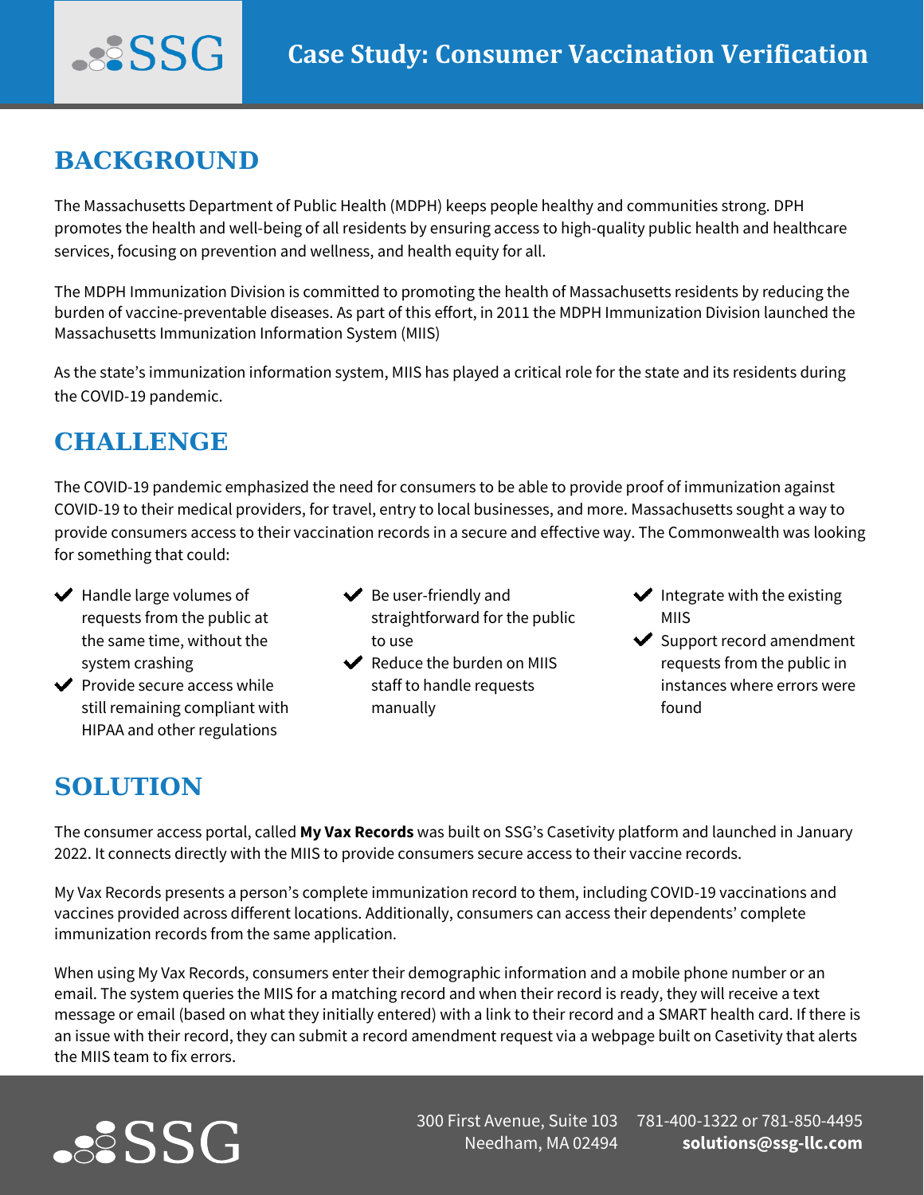# Case Study: Consumer Vaccination Verification

## BACKGROUND

The Massachusetts Department of Public Health (MDPH) keeps people healthy and communities strong. DPH promotes the health and well-being of all residents by ensuring access to high-quality public health and healthcare services, focusing on prevention and wellness, and health equity for all.

The MDPH Immunization Division is committed to promoting the health of Massachusetts residents by reducing the burden of vaccine-preventable diseases. As part of this effort, in 2011 the MDPH Immunization Division launched the Massachusetts Immunization Information System (MIIS)

As the state's immunization information system, MIIS has played a critical role for the state and its residents during the COVID-19 pandemic.

## CHALLENGE

The COVID-19 pandemic emphasized the need for consumers to be able to provide proof of immunization against COVID-19 to their medical providers, for travel, entry to local businesses, and more. Massachusetts sought a way to provide consumers access to their vaccination records in a secure and effective way. The Commonwealth was looking for something that could:

- ✔ Handle large volumes of requests from the public at the same time, without the system crashing
- ✔ Provide secure access while still remaining compliant with HIPAA and other regulations
- ✔ Be user-friendly and straightforward for the public to use
- ✔ Reduce the burden on MIIS staff to handle requests manually
- ✔ Integrate with the existing MIIS
- ✔ Support record amendment requests from the public in instances where errors were found

## SOLUTION

The consumer access portal, called **My Vax Records** was built on SSG's Casetivity platform and launched in January 2022. It connects directly with the MIIS to provide consumers secure access to their vaccine records.

My Vax Records presents a person's complete immunization record to them, including COVID-19 vaccinations and vaccines provided across different locations. Additionally, consumers can access their dependents' complete immunization records from the same application.

When using My Vax Records, consumers enter their demographic information and a mobile phone number or an email. The system queries the MIIS for a matching record and when their record is ready, they will receive a text message or email (based on what they initially entered) with a link to their record and a SMART health card. If there is an issue with their record, they can submit a record amendment request via a webpage built on Casetivity that alerts the MIIS team to fix errors.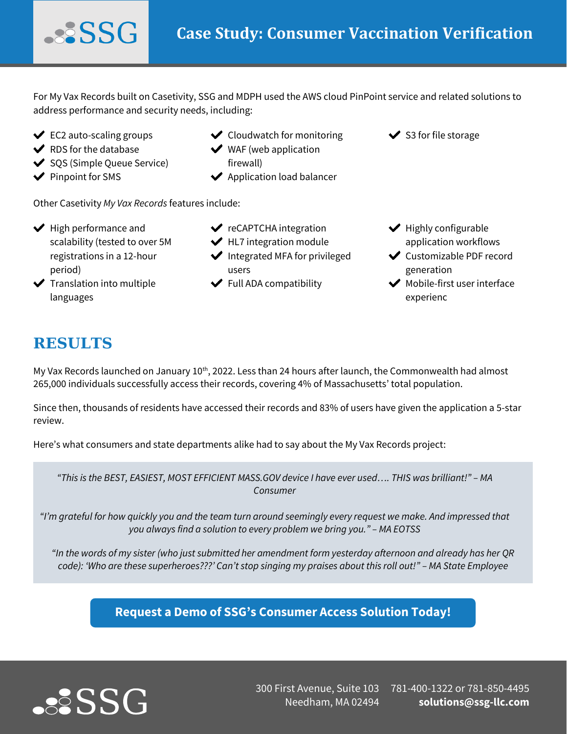# Case Study: Consumer Vaccination Verification

For My Vax Records built on Casetivity, SSG and MDPH used the AWS cloud PinPoint service and related solutions to address performance and security needs, including:

- EC2 auto-scaling groups
- RDS for the database
- SQS (Simple Queue Service)
- Pinpoint for SMS
- Cloudwatch for monitoring
- WAF (web application firewall)
- Application load balancer
- S3 for file storage

Other Casetivity *My Vax Records* features include:

- High performance and scalability (tested to over 5M registrations in a 12-hour period)
- Translation into multiple languages
- reCAPTCHA integration
- HL7 integration module
- Integrated MFA for privileged users
- Full ADA compatibility
- Highly configurable application workflows
- Customizable PDF record generation
- Mobile-first user interface experienc

## RESULTS

My Vax Records launched on January 10th, 2022. Less than 24 hours after launch, the Commonwealth had almost 265,000 individuals successfully access their records, covering 4% of Massachusetts' total population.

Since then, thousands of residents have accessed their records and 83% of users have given the application a 5-star review.

Here's what consumers and state departments alike had to say about the My Vax Records project:

> *"This is the BEST, EASIEST, MOST EFFICIENT MASS.GOV device I have ever used…. THIS was brilliant!" – MA Consumer*
>
> *"I'm grateful for how quickly you and the team turn around seemingly every request we make. And impressed that you always find a solution to every problem we bring you." – MA EOTSS*
>
> *"In the words of my sister (who just submitted her amendment form yesterday afternoon and already has her QR code): 'Who are these superheroes???' Can't stop singing my praises about this roll out!" – MA State Employee*

**Request a Demo of SSG's Consumer Access Solution Today!**

SSG

300 First Avenue, Suite 103
Needham, MA 02494

781-400-1322 or 781-850-4495
**solutions@ssg-llc.com**